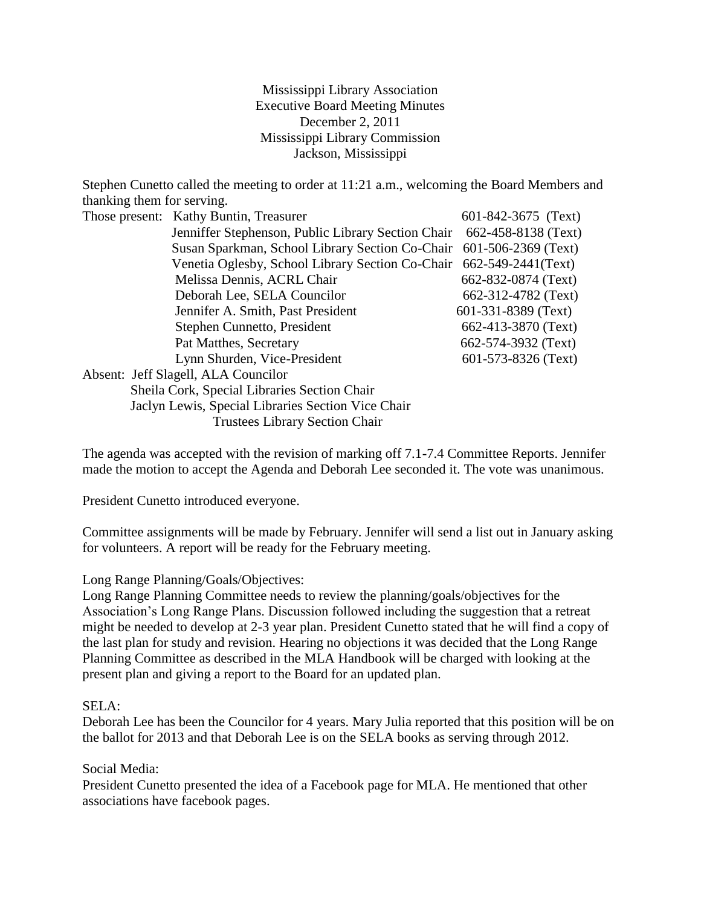Mississippi Library Association
Executive Board Meeting Minutes
December 2, 2011
Mississippi Library Commission
Jackson, Mississippi

Stephen Cunetto called the meeting to order at 11:21 a.m., welcoming the Board Members and thanking them for serving.

Those present:

| Name | Phone |
|---|---|
| Kathy Buntin, Treasurer | 601-842-3675 (Text) |
| Jenniffer Stephenson, Public Library Section Chair | 662-458-8138 (Text) |
| Susan Sparkman, School Library Section Co-Chair | 601-506-2369 (Text) |
| Venetia Oglesby, School Library Section Co-Chair | 662-549-2441(Text) |
| Melissa Dennis, ACRL Chair | 662-832-0874 (Text) |
| Deborah Lee, SELA Councilor | 662-312-4782 (Text) |
| Jennifer A. Smith, Past President | 601-331-8389 (Text) |
| Stephen Cunnetto, President | 662-413-3870 (Text) |
| Pat Matthes, Secretary | 662-574-3932 (Text) |
| Lynn Shurden, Vice-President | 601-573-8326 (Text) |

Absent: Jeff Slagell, ALA Councilor
Sheila Cork, Special Libraries Section Chair
Jaclyn Lewis, Special Libraries Section Vice Chair
Trustees Library Section Chair

The agenda was accepted with the revision of marking off 7.1-7.4 Committee Reports. Jennifer made the motion to accept the Agenda and Deborah Lee seconded it. The vote was unanimous.

President Cunetto introduced everyone.

Committee assignments will be made by February. Jennifer will send a list out in January asking for volunteers. A report will be ready for the February meeting.

Long Range Planning/Goals/Objectives:
Long Range Planning Committee needs to review the planning/goals/objectives for the Association's Long Range Plans. Discussion followed including the suggestion that a retreat might be needed to develop at 2-3 year plan. President Cunetto stated that he will find a copy of the last plan for study and revision. Hearing no objections it was decided that the Long Range Planning Committee as described in the MLA Handbook will be charged with looking at the present plan and giving a report to the Board for an updated plan.

SELA:
Deborah Lee has been the Councilor for 4 years. Mary Julia reported that this position will be on the ballot for 2013 and that Deborah Lee is on the SELA books as serving through 2012.

Social Media:
President Cunetto presented the idea of a Facebook page for MLA. He mentioned that other associations have facebook pages.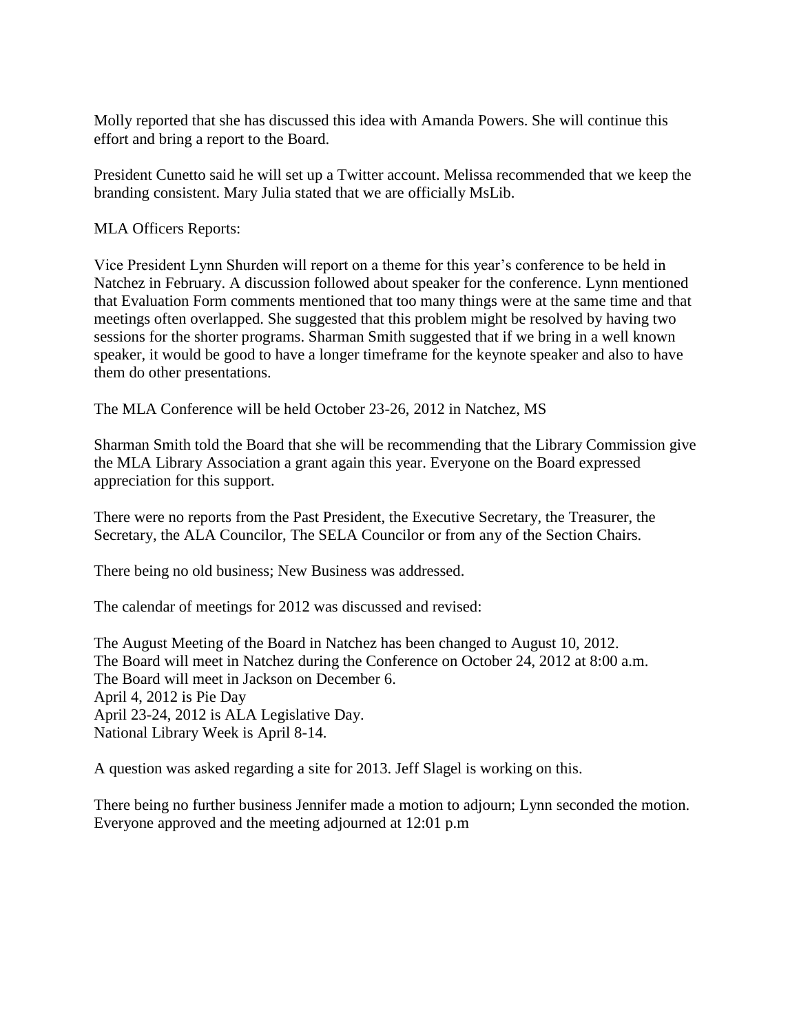Molly reported that she has discussed this idea with Amanda Powers. She will continue this effort and bring a report to the Board.

President Cunetto said he will set up a Twitter account. Melissa recommended that we keep the branding consistent. Mary Julia stated that we are officially MsLib.

MLA Officers Reports:

Vice President Lynn Shurden will report on a theme for this year's conference to be held in Natchez in February. A discussion followed about speaker for the conference. Lynn mentioned that Evaluation Form comments mentioned that too many things were at the same time and that meetings often overlapped. She suggested that this problem might be resolved by having two sessions for the shorter programs. Sharman Smith suggested that if we bring in a well known speaker, it would be good to have a longer timeframe for the keynote speaker and also to have them do other presentations.

The MLA Conference will be held October 23-26, 2012 in Natchez, MS

Sharman Smith told the Board that she will be recommending that the Library Commission give the MLA Library Association a grant again this year. Everyone on the Board expressed appreciation for this support.

There were no reports from the Past President, the Executive Secretary, the Treasurer, the Secretary, the ALA Councilor, The SELA Councilor or from any of the Section Chairs.

There being no old business; New Business was addressed.

The calendar of meetings for 2012 was discussed and revised:

The August Meeting of the Board in Natchez has been changed to August 10, 2012.
The Board will meet in Natchez during the Conference on October 24, 2012 at 8:00 a.m.
The Board will meet in Jackson on December 6.
April 4, 2012 is Pie Day
April 23-24, 2012 is ALA Legislative Day.
National Library Week is April 8-14.

A question was asked regarding a site for 2013. Jeff Slagel is working on this.

There being no further business Jennifer made a motion to adjourn; Lynn seconded the motion. Everyone approved and the meeting adjourned at 12:01 p.m